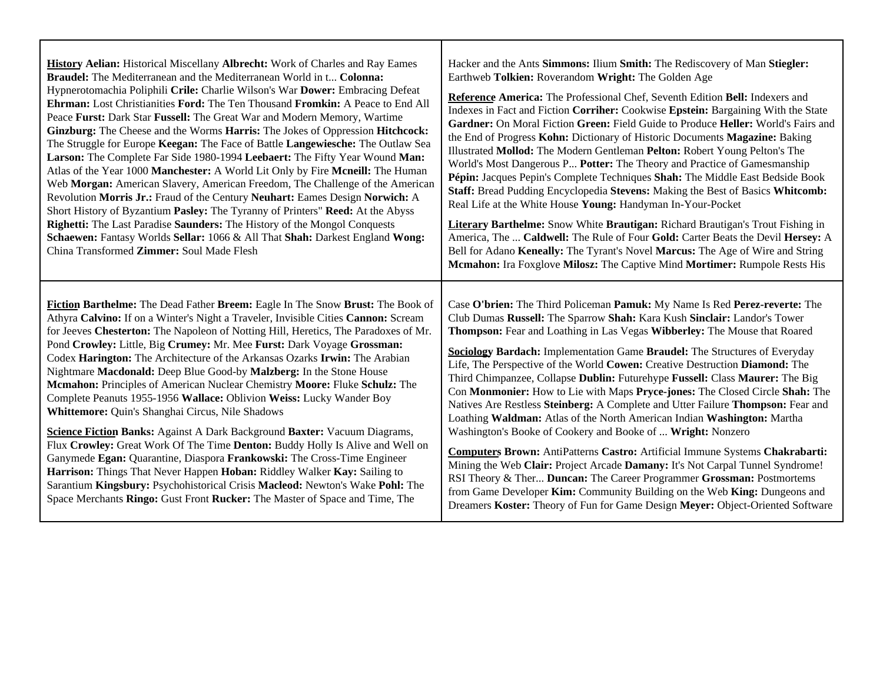**History** **Aelian:** Historical Miscellany **Albrecht:** Work of Charles and Ray Eames **Braudel:** The Mediterranean and the Mediterranean World in t... **Colonna:** Hypnerotomachia Poliphili **Crile:** Charlie Wilson's War **Dower:** Embracing Defeat **Ehrman:** Lost Christianities **Ford:** The Ten Thousand **Fromkin:** A Peace to End All Peace **Furst:** Dark Star **Fussell:** The Great War and Modern Memory, Wartime **Ginzburg:** The Cheese and the Worms **Harris:** The Jokes of Oppression **Hitchcock:** The Struggle for Europe **Keegan:** The Face of Battle **Langewiesche:** The Outlaw Sea **Larson:** The Complete Far Side 1980-1994 **Leebaert:** The Fifty Year Wound **Man:** Atlas of the Year 1000 **Manchester:** A World Lit Only by Fire **Mcneill:** The Human Web **Morgan:** American Slavery, American Freedom, The Challenge of the American Revolution **Morris Jr.:** Fraud of the Century **Neuhart:** Eames Design **Norwich:** A Short History of Byzantium **Pasley:** The Tyranny of Printers" **Reed:** At the Abyss **Righetti:** The Last Paradise **Saunders:** The History of the Mongol Conquests **Schaewen:** Fantasy Worlds **Sellar:** 1066 & All That **Shah:** Darkest England **Wong:** China Transformed **Zimmer:** Soul Made Flesh

Hacker and the Ants **Simmons:** Ilium **Smith:** The Rediscovery of Man **Stiegler:** Earthweb **Tolkien:** Roverandom **Wright:** The Golden Age

**Reference** **America:** The Professional Chef, Seventh Edition **Bell:** Indexers and Indexes in Fact and Fiction **Corriher:** Cookwise **Epstein:** Bargaining With the State **Gardner:** On Moral Fiction **Green:** Field Guide to Produce **Heller:** World's Fairs and the End of Progress **Kohn:** Dictionary of Historic Documents **Magazine:** Baking Illustrated **Mollod:** The Modern Gentleman **Pelton:** Robert Young Pelton's The World's Most Dangerous P... **Potter:** The Theory and Practice of Gamesmanship **Pépin:** Jacques Pepin's Complete Techniques **Shah:** The Middle East Bedside Book **Staff:** Bread Pudding Encyclopedia **Stevens:** Making the Best of Basics **Whitcomb:** Real Life at the White House **Young:** Handyman In-Your-Pocket

**Literary** **Barthelme:** Snow White **Brautigan:** Richard Brautigan's Trout Fishing in America, The ... **Caldwell:** The Rule of Four **Gold:** Carter Beats the Devil **Hersey:** A Bell for Adano **Keneally:** The Tyrant's Novel **Marcus:** The Age of Wire and String **Mcmahon:** Ira Foxglove **Milosz:** The Captive Mind **Mortimer:** Rumpole Rests His

**Fiction** **Barthelme:** The Dead Father **Breem:** Eagle In The Snow **Brust:** The Book of Athyra **Calvino:** If on a Winter's Night a Traveler, Invisible Cities **Cannon:** Scream for Jeeves **Chesterton:** The Napoleon of Notting Hill, Heretics, The Paradoxes of Mr. Pond **Crowley:** Little, Big **Crumey:** Mr. Mee **Furst:** Dark Voyage **Grossman:** Codex **Harington:** The Architecture of the Arkansas Ozarks **Irwin:** The Arabian Nightmare **Macdonald:** Deep Blue Good-by **Malzberg:** In the Stone House **Mcmahon:** Principles of American Nuclear Chemistry **Moore:** Fluke **Schulz:** The Complete Peanuts 1955-1956 **Wallace:** Oblivion **Weiss:** Lucky Wander Boy **Whittemore:** Quin's Shanghai Circus, Nile Shadows

**Science Fiction** **Banks:** Against A Dark Background **Baxter:** Vacuum Diagrams, Flux **Crowley:** Great Work Of The Time **Denton:** Buddy Holly Is Alive and Well on Ganymede **Egan:** Quarantine, Diaspora **Frankowski:** The Cross-Time Engineer **Harrison:** Things That Never Happen **Hoban:** Riddley Walker **Kay:** Sailing to Sarantium **Kingsbury:** Psychohistorical Crisis **Macleod:** Newton's Wake **Pohl:** The Space Merchants **Ringo:** Gust Front **Rucker:** The Master of Space and Time, The

Case **O'brien:** The Third Policeman **Pamuk:** My Name Is Red **Perez-reverte:** The Club Dumas **Russell:** The Sparrow **Shah:** Kara Kush **Sinclair:** Landor's Tower **Thompson:** Fear and Loathing in Las Vegas **Wibberley:** The Mouse that Roared

**Sociology** **Bardach:** Implementation Game **Braudel:** The Structures of Everyday Life, The Perspective of the World **Cowen:** Creative Destruction **Diamond:** The Third Chimpanzee, Collapse **Dublin:** Futurehype **Fussell:** Class **Maurer:** The Big Con **Monmonier:** How to Lie with Maps **Pryce-jones:** The Closed Circle **Shah:** The Natives Are Restless **Steinberg:** A Complete and Utter Failure **Thompson:** Fear and Loathing **Waldman:** Atlas of the North American Indian **Washington:** Martha Washington's Booke of Cookery and Booke of ... **Wright:** Nonzero

**Computers** **Brown:** AntiPatterns **Castro:** Artificial Immune Systems **Chakrabarti:** Mining the Web **Clair:** Project Arcade **Damany:** It's Not Carpal Tunnel Syndrome! RSI Theory & Ther... **Duncan:** The Career Programmer **Grossman:** Postmortems from Game Developer **Kim:** Community Building on the Web **King:** Dungeons and Dreamers **Koster:** Theory of Fun for Game Design **Meyer:** Object-Oriented Software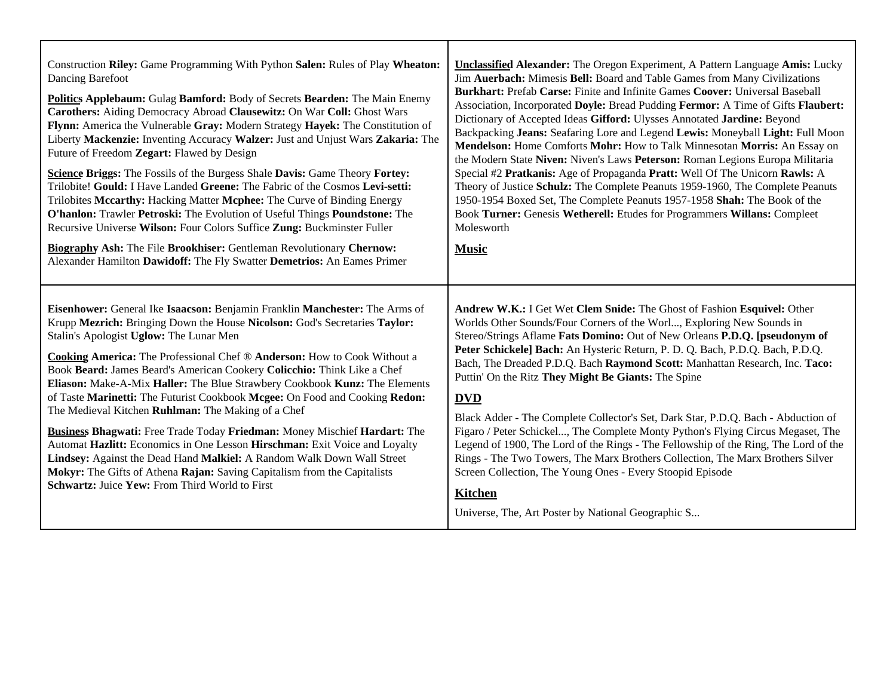Construction **Riley:** Game Programming With Python **Salen:** Rules of Play **Wheaton:** Dancing Barefoot

**Politics** **Applebaum:** Gulag **Bamford:** Body of Secrets **Bearden:** The Main Enemy **Carothers:** Aiding Democracy Abroad **Clausewitz:** On War **Coll:** Ghost Wars **Flynn:** America the Vulnerable **Gray:** Modern Strategy **Hayek:** The Constitution of Liberty **Mackenzie:** Inventing Accuracy **Walzer:** Just and Unjust Wars **Zakaria:** The Future of Freedom **Zegart:** Flawed by Design

**Science** **Briggs:** The Fossils of the Burgess Shale **Davis:** Game Theory **Fortey:** Trilobite! **Gould:** I Have Landed **Greene:** The Fabric of the Cosmos **Levi-setti:** Trilobites **Mccarthy:** Hacking Matter **Mcphee:** The Curve of Binding Energy **O'hanlon:** Trawler **Petroski:** The Evolution of Useful Things **Poundstone:** The Recursive Universe **Wilson:** Four Colors Suffice **Zung:** Buckminster Fuller

**Biography** **Ash:** The File **Brookhiser:** Gentleman Revolutionary **Chernow:** Alexander Hamilton **Dawidoff:** The Fly Swatter **Demetrios:** An Eames Primer **Eisenhower:** General Ike **Isaacson:** Benjamin Franklin **Manchester:** The Arms of Krupp **Mezrich:** Bringing Down the House **Nicolson:** God's Secretaries **Taylor:** Stalin's Apologist **Uglow:** The Lunar Men

**Cooking** **America:** The Professional Chef ® **Anderson:** How to Cook Without a Book **Beard:** James Beard's American Cookery **Colicchio:** Think Like a Chef **Eliason:** Make-A-Mix **Haller:** The Blue Strawbery Cookbook **Kunz:** The Elements of Taste **Marinetti:** The Futurist Cookbook **Mcgee:** On Food and Cooking **Redon:** The Medieval Kitchen **Ruhlman:** The Making of a Chef

**Business** **Bhagwati:** Free Trade Today **Friedman:** Money Mischief **Hardart:** The Automat **Hazlitt:** Economics in One Lesson **Hirschman:** Exit Voice and Loyalty **Lindsey:** Against the Dead Hand **Malkiel:** A Random Walk Down Wall Street **Mokyr:** The Gifts of Athena **Rajan:** Saving Capitalism from the Capitalists **Schwartz:** Juice **Yew:** From Third World to First

**Unclassified** **Alexander:** The Oregon Experiment, A Pattern Language **Amis:** Lucky Jim **Auerbach:** Mimesis **Bell:** Board and Table Games from Many Civilizations **Burkhart:** Prefab **Carse:** Finite and Infinite Games **Coover:** Universal Baseball Association, Incorporated **Doyle:** Bread Pudding **Fermor:** A Time of Gifts **Flaubert:** Dictionary of Accepted Ideas **Gifford:** Ulysses Annotated **Jardine:** Beyond Backpacking **Jeans:** Seafaring Lore and Legend **Lewis:** Moneyball **Light:** Full Moon **Mendelson:** Home Comforts **Mohr:** How to Talk Minnesotan **Morris:** An Essay on the Modern State **Niven:** Niven's Laws **Peterson:** Roman Legions Europa Militaria Special #2 **Pratkanis:** Age of Propaganda **Pratt:** Well Of The Unicorn **Rawls:** A Theory of Justice **Schulz:** The Complete Peanuts 1959-1960, The Complete Peanuts 1950-1954 Boxed Set, The Complete Peanuts 1957-1958 **Shah:** The Book of the Book **Turner:** Genesis **Wetherell:** Etudes for Programmers **Willans:** Compleet Molesworth

## Music

**Andrew W.K.:** I Get Wet **Clem Snide:** The Ghost of Fashion **Esquivel:** Other Worlds Other Sounds/Four Corners of the Worl..., Exploring New Sounds in Stereo/Strings Aflame **Fats Domino:** Out of New Orleans **P.D.Q. [pseudonym of Peter Schickele] Bach:** An Hysteric Return, P. D. Q. Bach, P.D.Q. Bach, P.D.Q. Bach, The Dreaded P.D.Q. Bach **Raymond Scott:** Manhattan Research, Inc. **Taco:** Puttin' On the Ritz **They Might Be Giants:** The Spine

## DVD

Black Adder - The Complete Collector's Set, Dark Star, P.D.Q. Bach - Abduction of Figaro / Peter Schickel..., The Complete Monty Python's Flying Circus Megaset, The Legend of 1900, The Lord of the Rings - The Fellowship of the Ring, The Lord of the Rings - The Two Towers, The Marx Brothers Collection, The Marx Brothers Silver Screen Collection, The Young Ones - Every Stoopid Episode

## Kitchen

Universe, The, Art Poster by National Geographic S...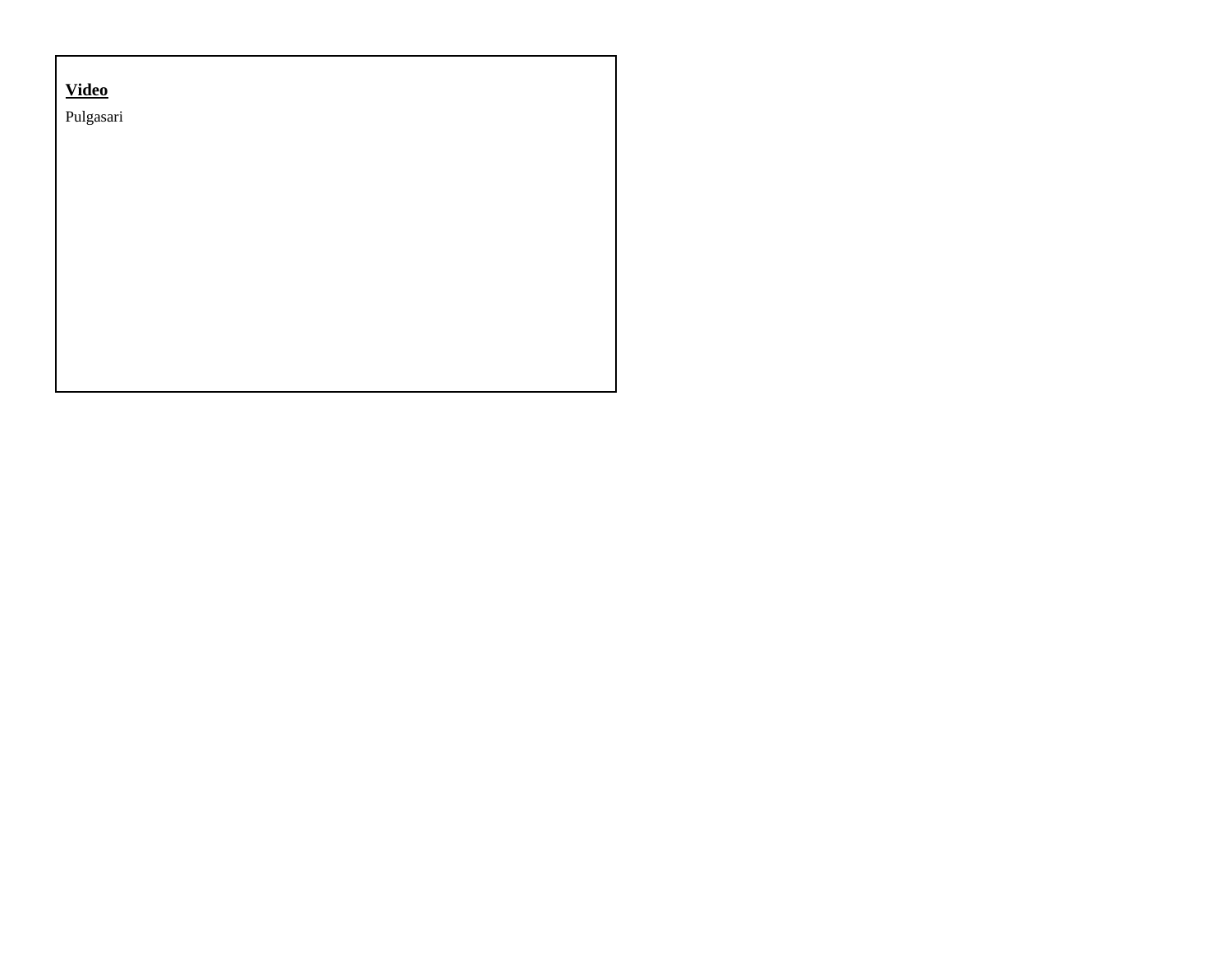**Video**

Pulgasari